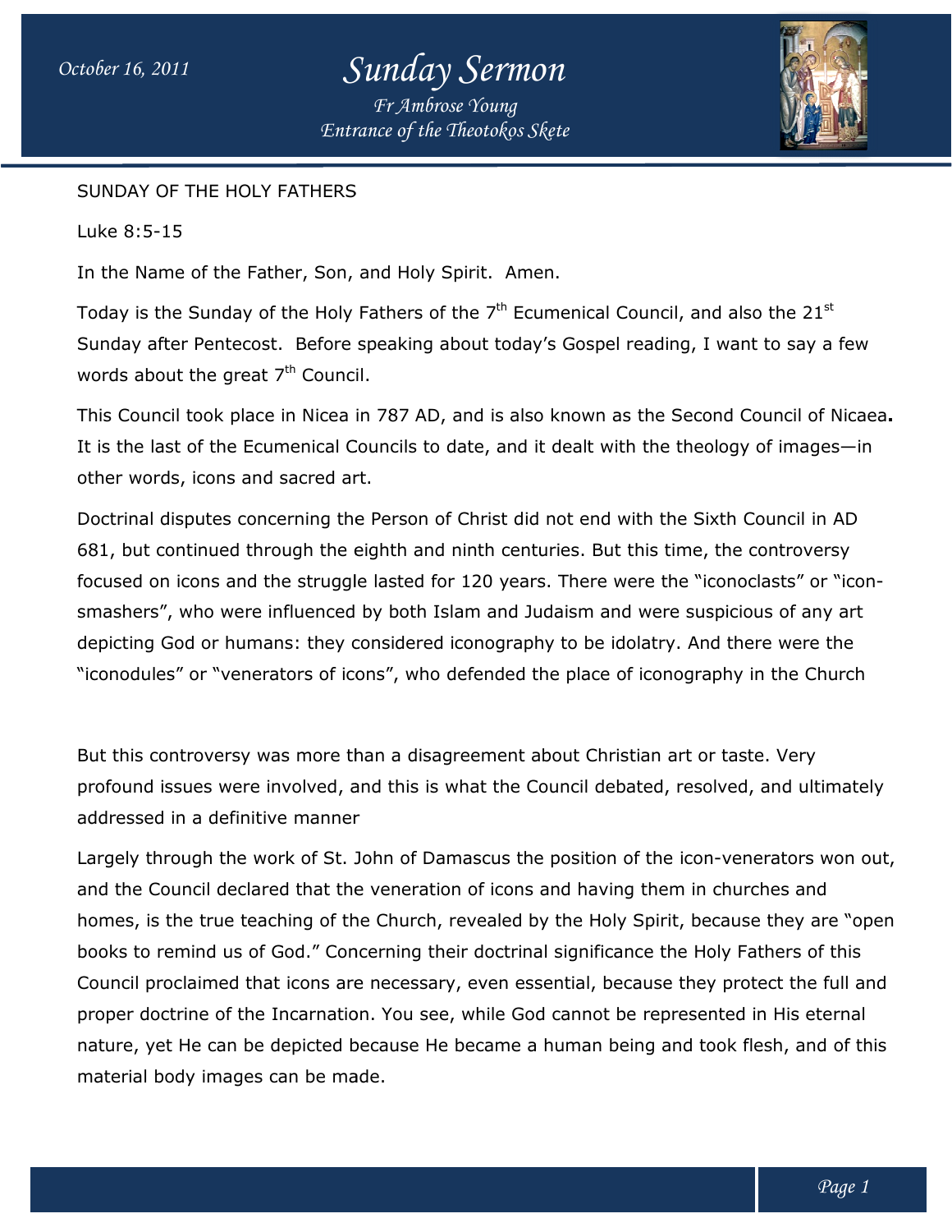SUNDAY OF THE HOLY FATHERS

Luke 8:5-15

In the Name of the Father, Son, and Holy Spirit. Amen.

Today is the Sunday of the Holy Fathers of the 7th Ecumenical Council, and also the 21st Sunday after Pentecost. Before speaking about today's Gospel reading, I want to say a few words about the great 7th Council.

This Council took place in Nicea in 787 AD, and is also known as the Second Council of Nicaea**.** It is the last of the Ecumenical Councils to date, and it dealt with the theology of images—in other words, icons and sacred art.

Doctrinal disputes concerning the Person of Christ did not end with the Sixth Council in AD 681, but continued through the eighth and ninth centuries. But this time, the controversy focused on icons and the struggle lasted for 120 years. There were the "iconoclasts" or "icon-smashers", who were influenced by both Islam and Judaism and were suspicious of any art depicting God or humans: they considered iconography to be idolatry. And there were the "iconodules" or "venerators of icons", who defended the place of iconography in the Church

But this controversy was more than a disagreement about Christian art or taste. Very profound issues were involved, and this is what the Council debated, resolved, and ultimately addressed in a definitive manner

Largely through the work of St. John of Damascus the position of the icon-venerators won out, and the Council declared that the veneration of icons and having them in churches and homes, is the true teaching of the Church, revealed by the Holy Spirit, because they are "open books to remind us of God." Concerning their doctrinal significance the Holy Fathers of this Council proclaimed that icons are necessary, even essential, because they protect the full and proper doctrine of the Incarnation. You see, while God cannot be represented in His eternal nature, yet He can be depicted because He became a human being and took flesh, and of this material body images can be made.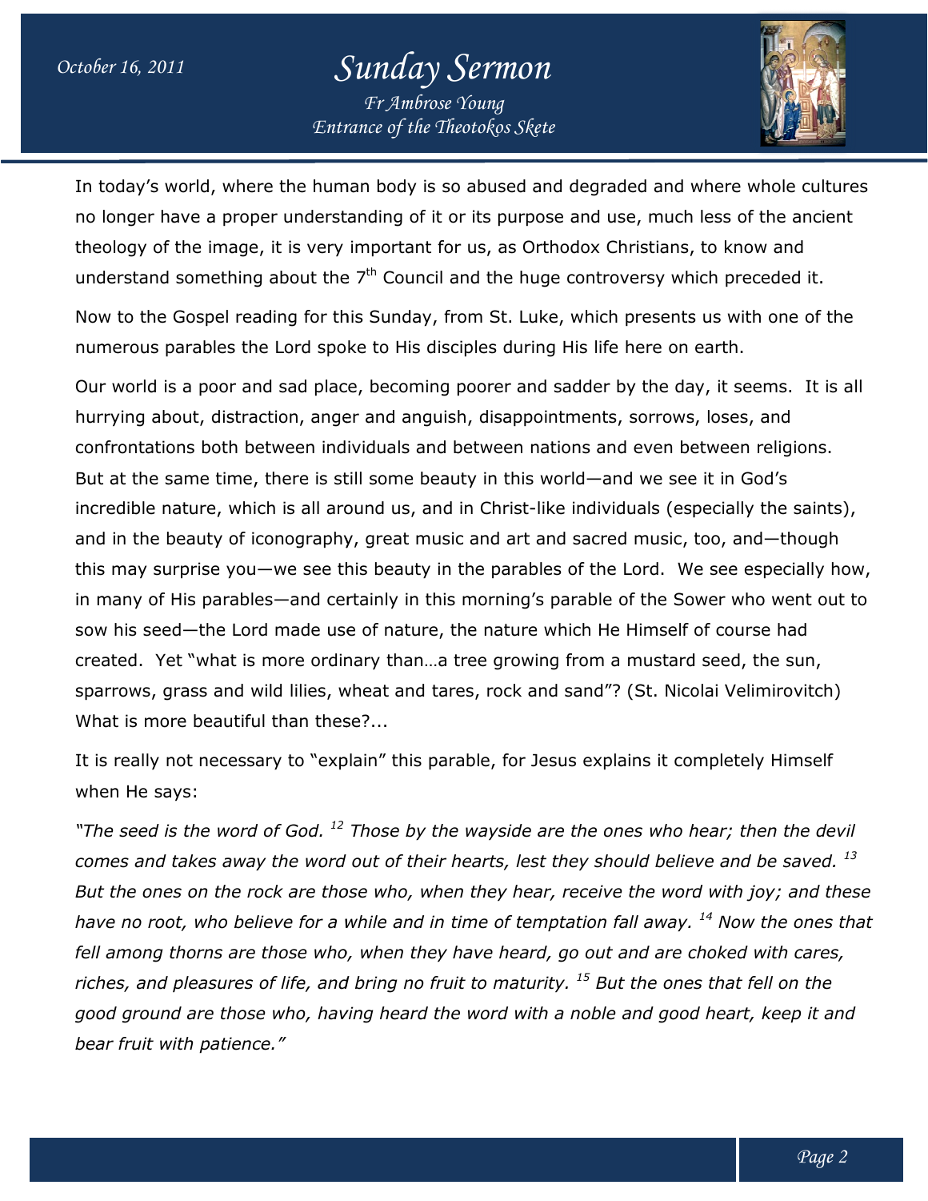In today's world, where the human body is so abused and degraded and where whole cultures no longer have a proper understanding of it or its purpose and use, much less of the ancient theology of the image, it is very important for us, as Orthodox Christians, to know and understand something about the 7th Council and the huge controversy which preceded it.

Now to the Gospel reading for this Sunday, from St. Luke, which presents us with one of the numerous parables the Lord spoke to His disciples during His life here on earth.

Our world is a poor and sad place, becoming poorer and sadder by the day, it seems. It is all hurrying about, distraction, anger and anguish, disappointments, sorrows, loses, and confrontations both between individuals and between nations and even between religions. But at the same time, there is still some beauty in this world—and we see it in God's incredible nature, which is all around us, and in Christ-like individuals (especially the saints), and in the beauty of iconography, great music and art and sacred music, too, and—though this may surprise you—we see this beauty in the parables of the Lord. We see especially how, in many of His parables—and certainly in this morning's parable of the Sower who went out to sow his seed—the Lord made use of nature, the nature which He Himself of course had created. Yet "what is more ordinary than…a tree growing from a mustard seed, the sun, sparrows, grass and wild lilies, wheat and tares, rock and sand"? (St. Nicolai Velimirovitch) What is more beautiful than these?...

It is really not necessary to "explain" this parable, for Jesus explains it completely Himself when He says:

*"The seed is the word of God. [12] Those by the wayside are the ones who hear; then the devil comes and takes away the word out of their hearts, lest they should believe and be saved. [13] But the ones on the rock are those who, when they hear, receive the word with joy; and these have no root, who believe for a while and in time of temptation fall away. [14] Now the ones that fell among thorns are those who, when they have heard, go out and are choked with cares, riches, and pleasures of life, and bring no fruit to maturity. [15] But the ones that fell on the good ground are those who, having heard the word with a noble and good heart, keep it and bear fruit with patience."*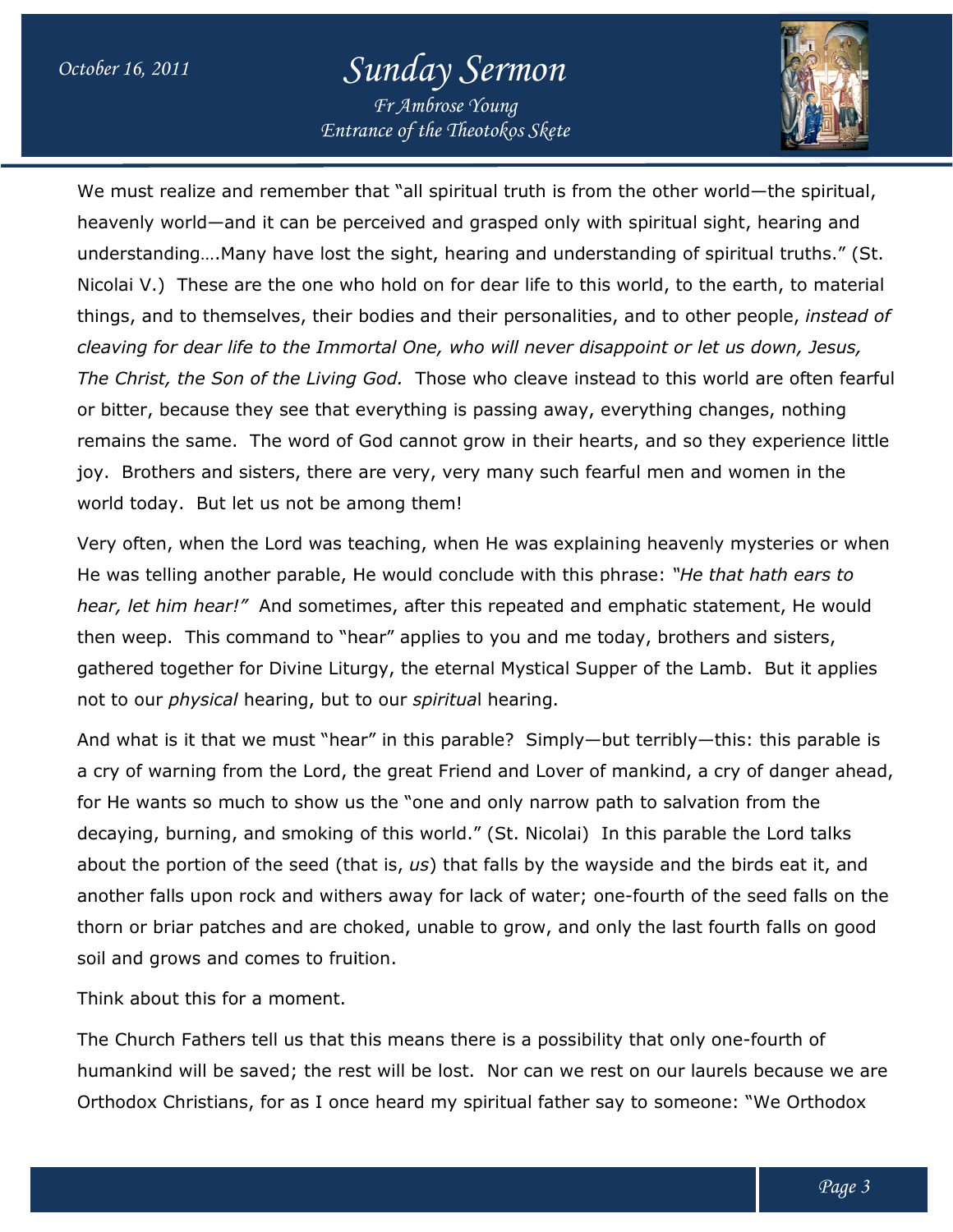We must realize and remember that "all spiritual truth is from the other world—the spiritual, heavenly world—and it can be perceived and grasped only with spiritual sight, hearing and understanding….Many have lost the sight, hearing and understanding of spiritual truths." (St. Nicolai V.) These are the one who hold on for dear life to this world, to the earth, to material things, and to themselves, their bodies and their personalities, and to other people, *instead of cleaving for dear life to the Immortal One, who will never disappoint or let us down, Jesus, The Christ, the Son of the Living God.* Those who cleave instead to this world are often fearful or bitter, because they see that everything is passing away, everything changes, nothing remains the same. The word of God cannot grow in their hearts, and so they experience little joy. Brothers and sisters, there are very, very many such fearful men and women in the world today. But let us not be among them!

Very often, when the Lord was teaching, when He was explaining heavenly mysteries or when He was telling another parable, He would conclude with this phrase: *"He that hath ears to hear, let him hear!"* And sometimes, after this repeated and emphatic statement, He would then weep. This command to "hear" applies to you and me today, brothers and sisters, gathered together for Divine Liturgy, the eternal Mystical Supper of the Lamb. But it applies not to our *physical* hearing, but to our *spiritua*l hearing.

And what is it that we must "hear" in this parable? Simply—but terribly—this: this parable is a cry of warning from the Lord, the great Friend and Lover of mankind, a cry of danger ahead, for He wants so much to show us the "one and only narrow path to salvation from the decaying, burning, and smoking of this world." (St. Nicolai) In this parable the Lord talks about the portion of the seed (that is, *us*) that falls by the wayside and the birds eat it, and another falls upon rock and withers away for lack of water; one-fourth of the seed falls on the thorn or briar patches and are choked, unable to grow, and only the last fourth falls on good soil and grows and comes to fruition.

Think about this for a moment.

The Church Fathers tell us that this means there is a possibility that only one-fourth of humankind will be saved; the rest will be lost. Nor can we rest on our laurels because we are Orthodox Christians, for as I once heard my spiritual father say to someone: "We Orthodox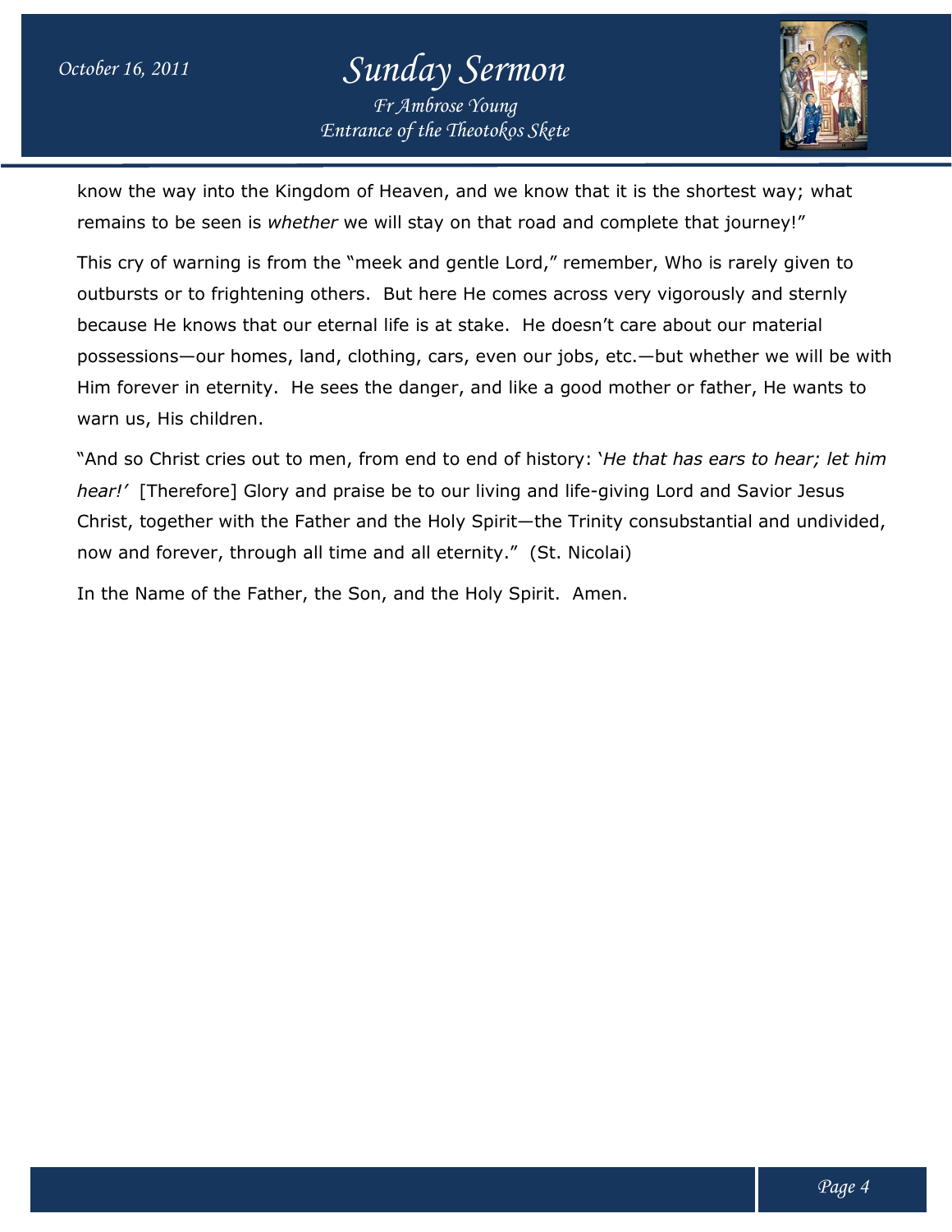know the way into the Kingdom of Heaven, and we know that it is the shortest way; what remains to be seen is *whether* we will stay on that road and complete that journey!"

This cry of warning is from the "meek and gentle Lord," remember, Who is rarely given to outbursts or to frightening others. But here He comes across very vigorously and sternly because He knows that our eternal life is at stake. He doesn't care about our material possessions—our homes, land, clothing, cars, even our jobs, etc.—but whether we will be with Him forever in eternity. He sees the danger, and like a good mother or father, He wants to warn us, His children.

"And so Christ cries out to men, from end to end of history: '*He that has ears to hear; let him hear!'* [Therefore] Glory and praise be to our living and life-giving Lord and Savior Jesus Christ, together with the Father and the Holy Spirit—the Trinity consubstantial and undivided, now and forever, through all time and all eternity." (St. Nicolai)

In the Name of the Father, the Son, and the Holy Spirit. Amen.